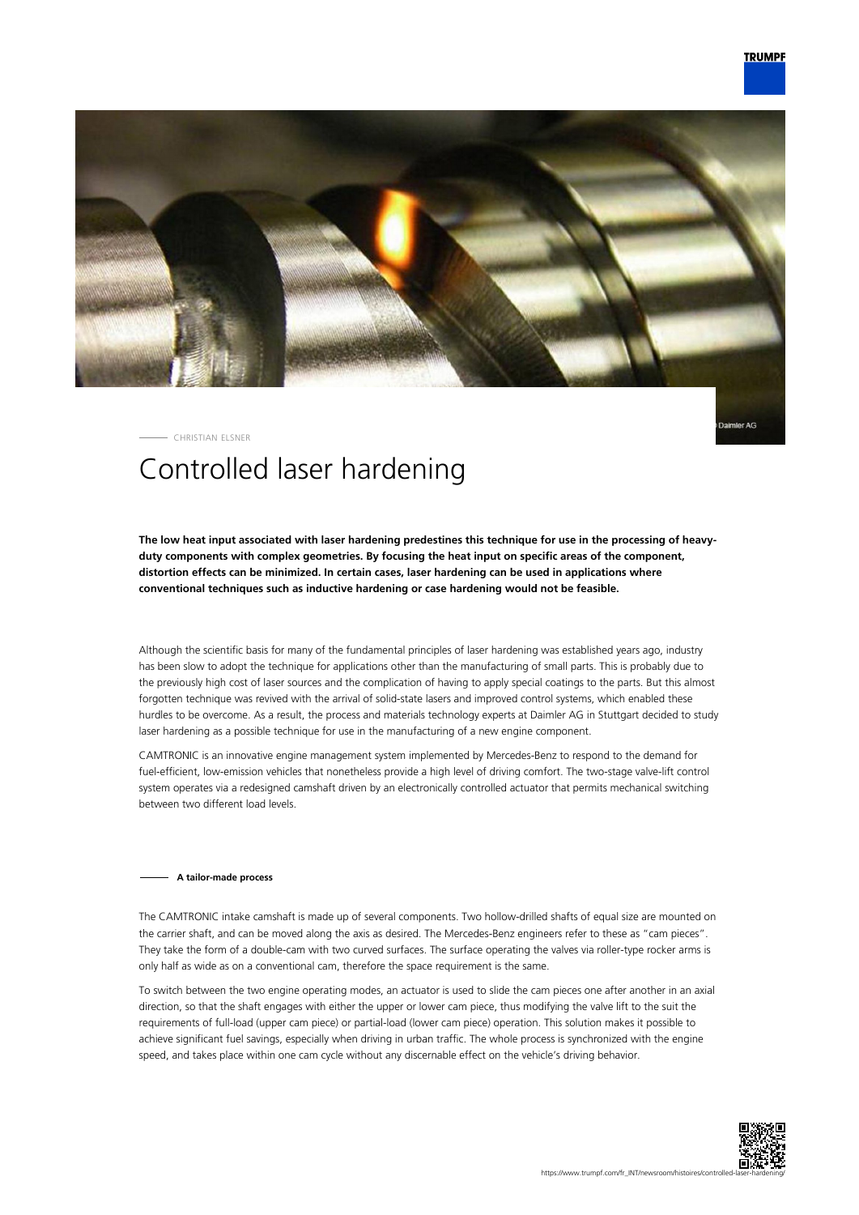CHRISTIAN ELSNER

# Controlled laser hardening

**The low heat input associated with laser hardening predestines this technique for use in the processing of heavy-duty components with complex geometries. By focusing the heat input on specific areas of the component, distortion effects can be minimized. In certain cases, laser hardening can be used in applications where conventional techniques such as inductive hardening or case hardening would not be feasible.**

Although the scientific basis for many of the fundamental principles of laser hardening was established years ago, industry has been slow to adopt the technique for applications other than the manufacturing of small parts. This is probably due to the previously high cost of laser sources and the complication of having to apply special coatings to the parts. But this almost forgotten technique was revived with the arrival of solid-state lasers and improved control systems, which enabled these hurdles to be overcome. As a result, the process and materials technology experts at Daimler AG in Stuttgart decided to study laser hardening as a possible technique for use in the manufacturing of a new engine component.

CAMTRONIC is an innovative engine management system implemented by Mercedes-Benz to respond to the demand for fuel-efficient, low-emission vehicles that nonetheless provide a high level of driving comfort. The two-stage valve-lift control system operates via a redesigned camshaft driven by an electronically controlled actuator that permits mechanical switching between two different load levels.

## A tailor-made process

The CAMTRONIC intake camshaft is made up of several components. Two hollow-drilled shafts of equal size are mounted on the carrier shaft, and can be moved along the axis as desired. The Mercedes-Benz engineers refer to these as "cam pieces". They take the form of a double-cam with two curved surfaces. The surface operating the valves via roller-type rocker arms is only half as wide as on a conventional cam, therefore the space requirement is the same.

To switch between the two engine operating modes, an actuator is used to slide the cam pieces one after another in an axial direction, so that the shaft engages with either the upper or lower cam piece, thus modifying the valve lift to the suit the requirements of full-load (upper cam piece) or partial-load (lower cam piece) operation. This solution makes it possible to achieve significant fuel savings, especially when driving in urban traffic. The whole process is synchronized with the engine speed, and takes place within one cam cycle without any discernable effect on the vehicle's driving behavior.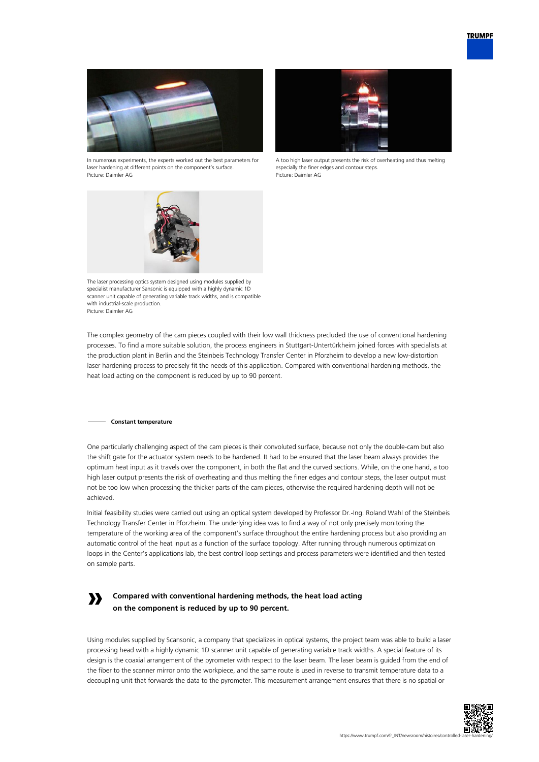In numerous experiments, the experts worked out the best parameters for laser hardening at different points on the component's surface.
Picture: Daimler AG

A too high laser output presents the risk of overheating and thus melting especially the finer edges and contour steps.
Picture: Daimler AG

The laser processing optics system designed using modules supplied by specialist manufacturer Sansonic is equipped with a highly dynamic 1D scanner unit capable of generating variable track widths, and is compatible with industrial-scale production.
Picture: Daimler AG

The complex geometry of the cam pieces coupled with their low wall thickness precluded the use of conventional hardening processes. To find a more suitable solution, the process engineers in Stuttgart-Untertürkheim joined forces with specialists at the production plant in Berlin and the Steinbeis Technology Transfer Center in Pforzheim to develop a new low-distortion laser hardening process to precisely fit the needs of this application. Compared with conventional hardening methods, the heat load acting on the component is reduced by up to 90 percent.

### Constant temperature

One particularly challenging aspect of the cam pieces is their convoluted surface, because not only the double-cam but also the shift gate for the actuator system needs to be hardened. It had to be ensured that the laser beam always provides the optimum heat input as it travels over the component, in both the flat and the curved sections. While, on the one hand, a too high laser output presents the risk of overheating and thus melting the finer edges and contour steps, the laser output must not be too low when processing the thicker parts of the cam pieces, otherwise the required hardening depth will not be achieved.

Initial feasibility studies were carried out using an optical system developed by Professor Dr.-Ing. Roland Wahl of the Steinbeis Technology Transfer Center in Pforzheim. The underlying idea was to find a way of not only precisely monitoring the temperature of the working area of the component's surface throughout the entire hardening process but also providing an automatic control of the heat input as a function of the surface topology. After running through numerous optimization loops in the Center's applications lab, the best control loop settings and process parameters were identified and then tested on sample parts.

> **Compared with conventional hardening methods, the heat load acting on the component is reduced by up to 90 percent.**

Using modules supplied by Scansonic, a company that specializes in optical systems, the project team was able to build a laser processing head with a highly dynamic 1D scanner unit capable of generating variable track widths. A special feature of its design is the coaxial arrangement of the pyrometer with respect to the laser beam. The laser beam is guided from the end of the fiber to the scanner mirror onto the workpiece, and the same route is used in reverse to transmit temperature data to a decoupling unit that forwards the data to the pyrometer. This measurement arrangement ensures that there is no spatial or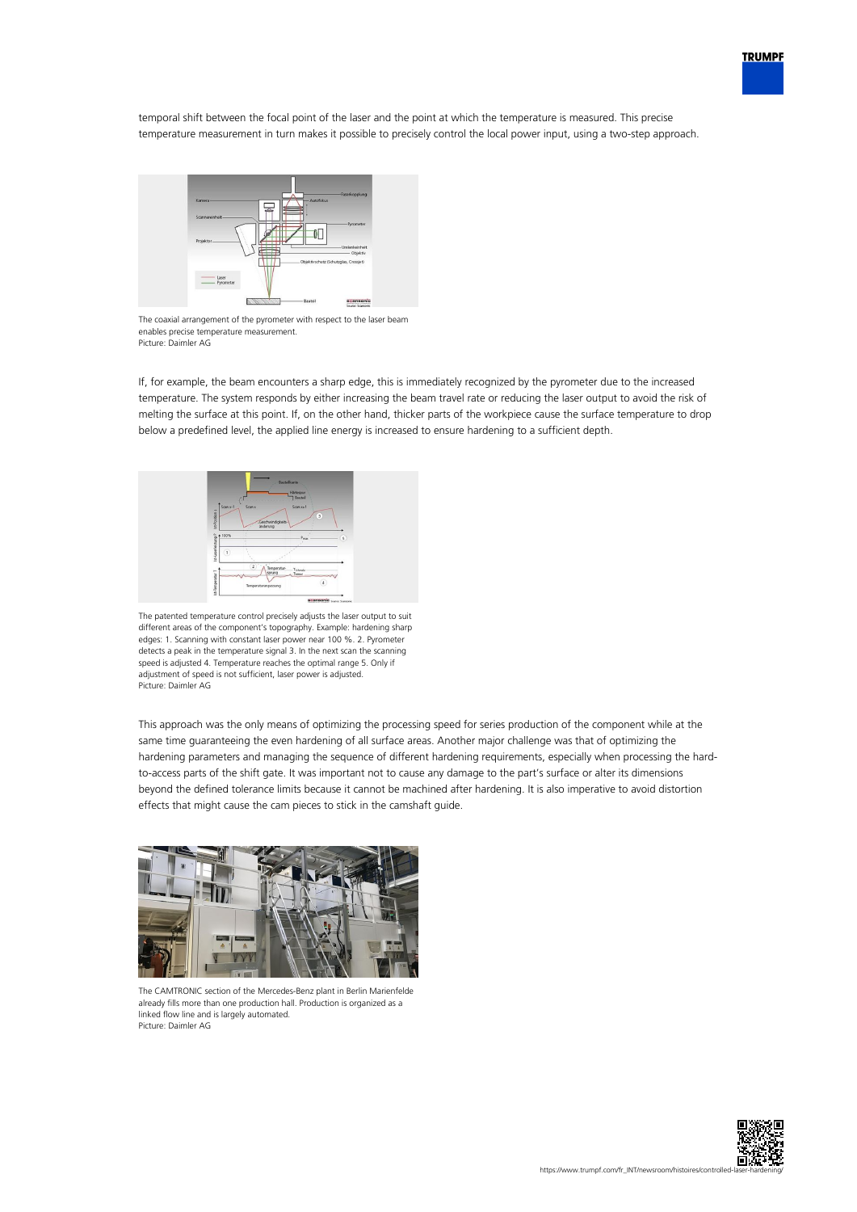temporal shift between the focal point of the laser and the point at which the temperature is measured. This precise temperature measurement in turn makes it possible to precisely control the local power input, using a two-step approach.

The coaxial arrangement of the pyrometer with respect to the laser beam enables precise temperature measurement.
Picture: Daimler AG

If, for example, the beam encounters a sharp edge, this is immediately recognized by the pyrometer due to the increased temperature. The system responds by either increasing the beam travel rate or reducing the laser output to avoid the risk of melting the surface at this point. If, on the other hand, thicker parts of the workpiece cause the surface temperature to drop below a predefined level, the applied line energy is increased to ensure hardening to a sufficient depth.

The patented temperature control precisely adjusts the laser output to suit different areas of the component's topography. Example: hardening sharp edges: 1. Scanning with constant laser power near 100 %. 2. Pyrometer detects a peak in the temperature signal 3. In the next scan the scanning speed is adjusted 4. Temperature reaches the optimal range 5. Only if adjustment of speed is not sufficient, laser power is adjusted.
Picture: Daimler AG

This approach was the only means of optimizing the processing speed for series production of the component while at the same time guaranteeing the even hardening of all surface areas. Another major challenge was that of optimizing the hardening parameters and managing the sequence of different hardening requirements, especially when processing the hard-to-access parts of the shift gate. It was important not to cause any damage to the part's surface or alter its dimensions beyond the defined tolerance limits because it cannot be machined after hardening. It is also imperative to avoid distortion effects that might cause the cam pieces to stick in the camshaft guide.

The CAMTRONIC section of the Mercedes-Benz plant in Berlin Marienfelde already fills more than one production hall. Production is organized as a linked flow line and is largely automated.
Picture: Daimler AG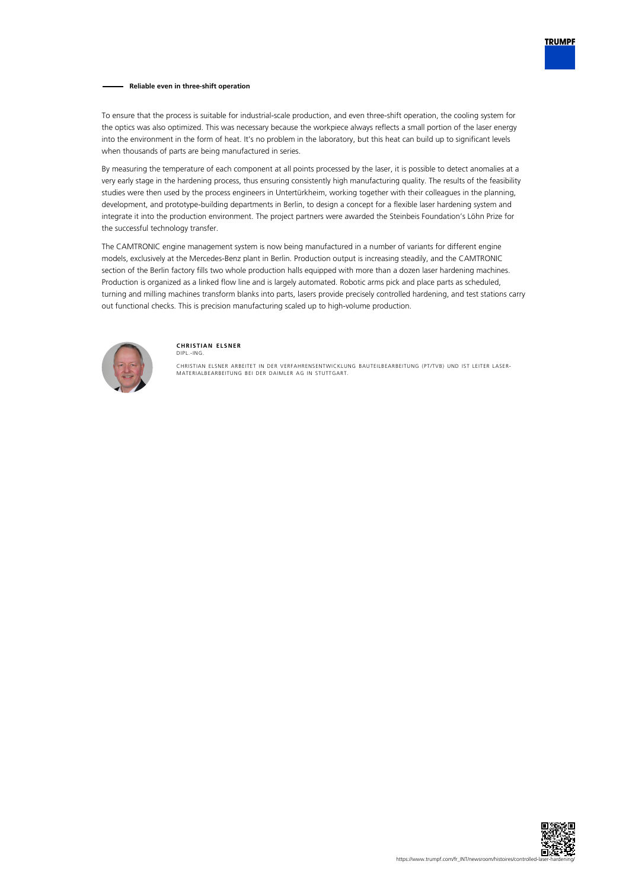## Reliable even in three-shift operation

To ensure that the process is suitable for industrial-scale production, and even three-shift operation, the cooling system for the optics was also optimized. This was necessary because the workpiece always reflects a small portion of the laser energy into the environment in the form of heat. It's no problem in the laboratory, but this heat can build up to significant levels when thousands of parts are being manufactured in series.

By measuring the temperature of each component at all points processed by the laser, it is possible to detect anomalies at a very early stage in the hardening process, thus ensuring consistently high manufacturing quality. The results of the feasibility studies were then used by the process engineers in Untertürkheim, working together with their colleagues in the planning, development, and prototype-building departments in Berlin, to design a concept for a flexible laser hardening system and integrate it into the production environment. The project partners were awarded the Steinbeis Foundation's Löhn Prize for the successful technology transfer.

The CAMTRONIC engine management system is now being manufactured in a number of variants for different engine models, exclusively at the Mercedes-Benz plant in Berlin. Production output is increasing steadily, and the CAMTRONIC section of the Berlin factory fills two whole production halls equipped with more than a dozen laser hardening machines. Production is organized as a linked flow line and is largely automated. Robotic arms pick and place parts as scheduled, turning and milling machines transform blanks into parts, lasers provide precisely controlled hardening, and test stations carry out functional checks. This is precision manufacturing scaled up to high-volume production.

**CHRISTIAN ELSNER**
DIPL.-ING.

CHRISTIAN ELSNER ARBEITET IN DER VERFAHRENSENTWICKLUNG BAUTEILBEARBEITUNG (PT/TVB) UND IST LEITER LASER-MATERIALBEARBEITUNG BEI DER DAIMLER AG IN STUTTGART.

https://www.trumpf.com/fr_INT/newsroom/histoires/controlled-laser-hardening/